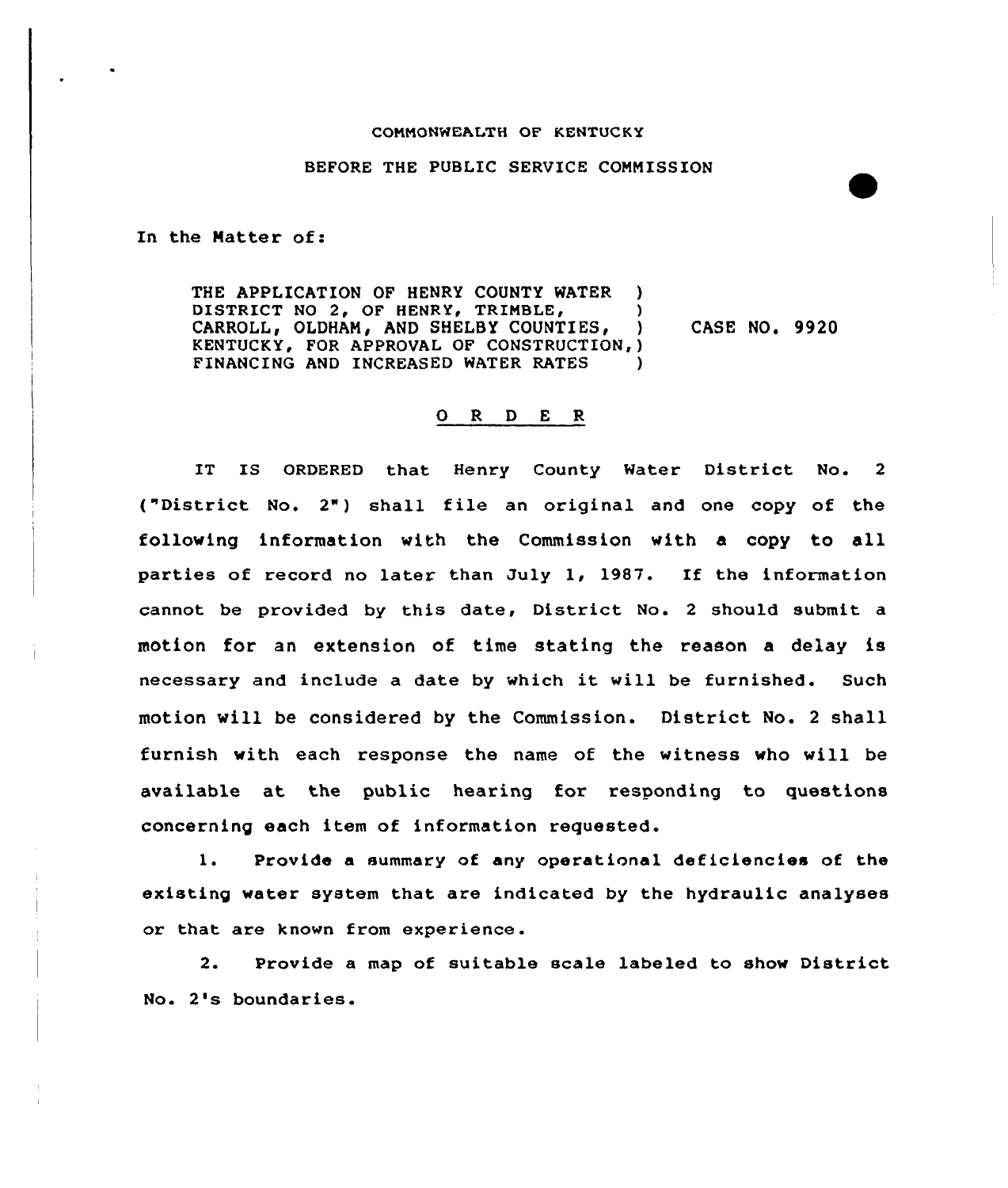COMMONWEALTH OF KENTUCKY

BEFORE THE PUBLIC SERVICE COMMISSION

In the Matter of:

THE APPLICATION OF HENRY COUNTY WATER )
DISTRICT NO 2, OF HENRY, TRIMBLE, )
CARROLL, OLDHAM, AND SHELBY COUNTIES, ) CASE NO. 9920
KENTUCKY, FOR APPROVAL OF CONSTRUCTION,)
FINANCING AND INCREASED WATER RATES )

## O R D E R

IT IS ORDERED that Henry County Water District No. 2 ("District No. 2") shall file an original and one copy of the following information with the Commission with a copy to all parties of record no later than July 1, 1987. If the information cannot be provided by this date, District No. 2 should submit a motion for an extension of time stating the reason a delay is necessary and include a date by which it will be furnished. Such motion will be considered by the Commission. District No. 2 shall furnish with each response the name of the witness who will be available at the public hearing for responding to questions concerning each item of information requested.

1. Provide a summary of any operational deficiencies of the existing water system that are indicated by the hydraulic analyses or that are known from experience.

2. Provide a map of suitable scale labeled to show District No. 2's boundaries.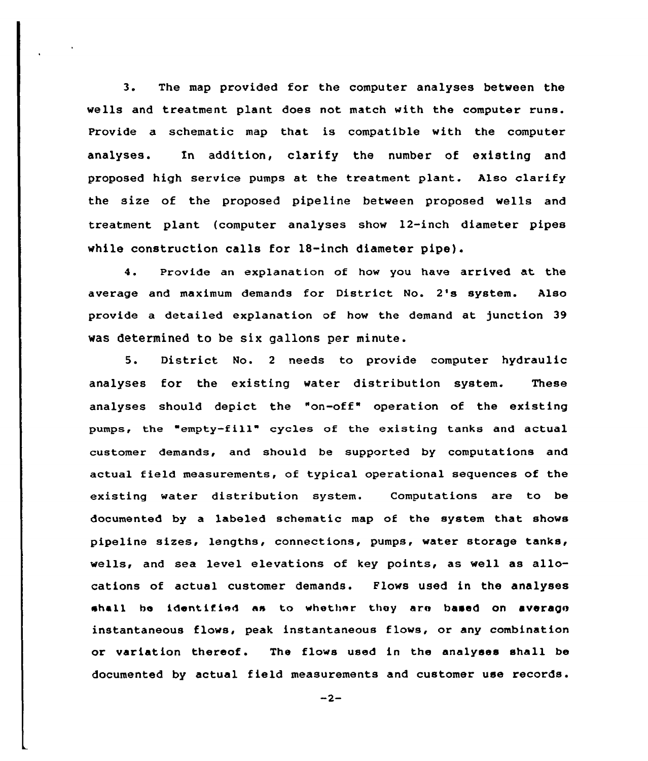3. The map provided for the computer analyses between the wells and treatment plant does not match with the computer runs. Provide a schematic map that is compatible with the computer analyses. In addition, clarify the number of existing and proposed high service pumps at the treatment plant. Also clarify the size of the proposed pipeline between proposed wells and treatment plant (computer analyses show 12-inch diameter pipes while construction calls for 18-inch diameter pipe).

4. Provide an explanation of how you have arrived at the average and maximum demands for District No. 2's system. Also provide a detailed explanation of how the demand at junction 39 was determined to be six gallons per minute.

5. District No. 2 needs to provide computer hydraulic analyses for the existing water distribution system. These analyses should depict the "on-off" operation of the existing pumps, the "empty-fill" cycles of the existing tanks and actual customer demands, and should be supported by computations and actual field measurements, of typical operational sequences of the existing water distribution system. Computations are to be documented by a labeled schematic map of the system that shows pipeline sizes, lengths, connections, pumps, water storage tanks, wells, and sea level elevations of key points, as well as allocations of actual customer demands. Flows used in the analyses shall be identified as to whether they are based on average instantaneous flows, peak instantaneous flows, or any combination or variation thereof. The flows used in the analyses shall be documented by actual field measurements and customer use records.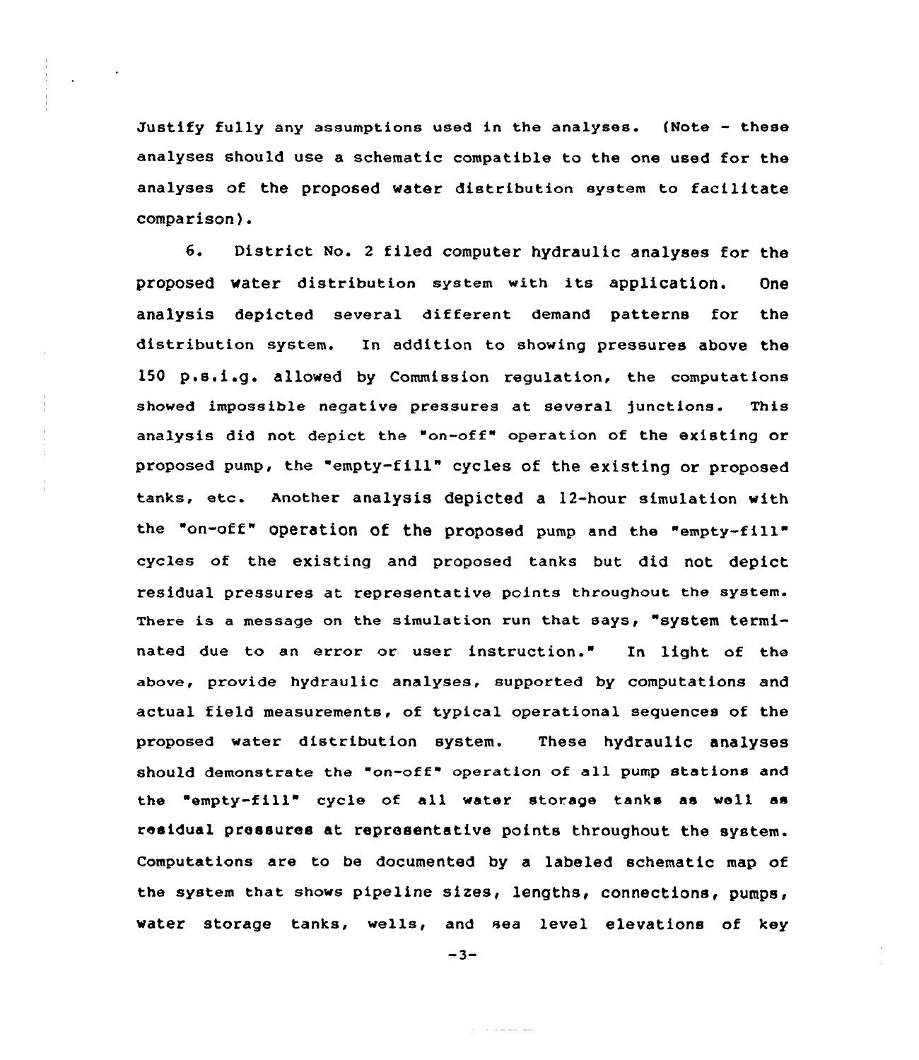Justify fully any assumptions used in the analyses. (Note - these analyses should use a schematic compatible to the one used for the analyses of the proposed water distribution system to facilitate comparison).

6. District No. 2 filed computer hydraulic analyses for the proposed water distribution system with its application. One analysis depicted several different demand patterns for the distribution system. In addition to showing pressures above the 150 p.s.i.g. allowed by Commission regulation, the computations showed impossible negative pressures at several junctions. This analysis did not depict the "on-off" operation of the existing or proposed pump, the "empty-fill" cycles of the existing or proposed tanks, etc. Another analysis depicted a 12-hour simulation with the "on-off" operation of the proposed pump and the "empty-fill" cycles of the existing and proposed tanks but did not depict residual pressures at representative points throughout the system. There is a message on the simulation run that says, "system terminated due to an error or user instruction." In light of the above, provide hydraulic analyses, supported by computations and actual field measurements, of typical operational sequences of the proposed water distribution system. These hydraulic analyses should demonstrate the "on-off" operation of all pump stations and the "empty-fill" cycle of all water storage tanks as well as residual pressures at representative points throughout the system. Computations are to be documented by a labeled schematic map of the system that shows pipeline sizes, lengths, connections, pumps, water storage tanks, wells, and sea level elevations of key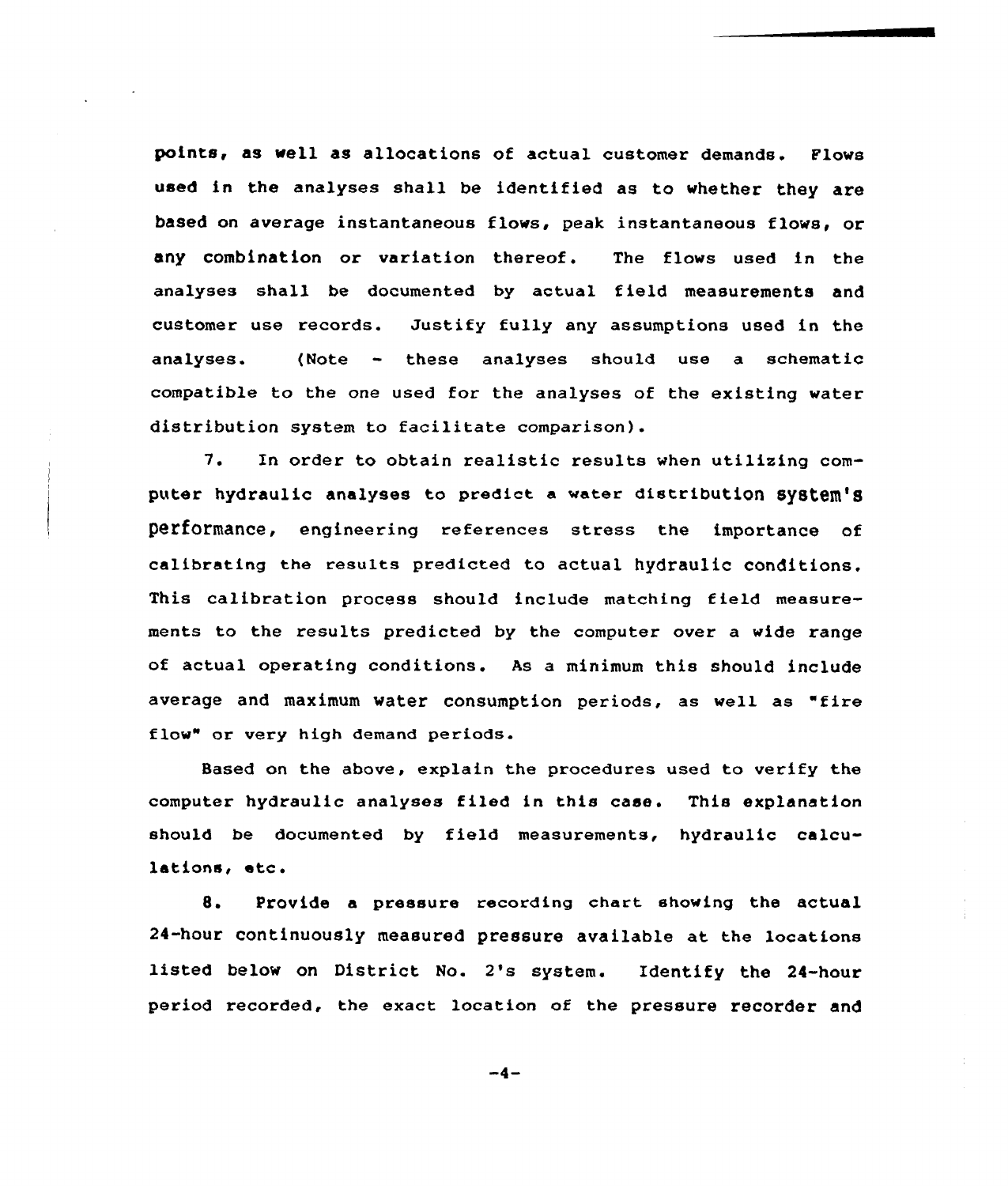points, as well as allocations of actual customer demands. Flows used in the analyses shall be identified as to whether they are based on average instantaneous flows, peak instantaneous flows, or any combination or variation thereof. The flows used in the analyses shall be documented by actual field measurements and customer use records. Justify fully any assumptions used in the analyses. (Note - these analyses should use a schematic compatible to the one used for the analyses of the existing water distribution system to facilitate comparison).

7. In order to obtain realistic results when utilizing computer hydraulic analyses to predict a water distribution system's performance, engineering references stress the importance of calibrating the results predicted to actual hydraulic conditions. This calibration process should include matching field measurements to the results predicted by the computer over a wide range of actual operating conditions. As a minimum this should include average and maximum water consumption periods, as well as "fire flow" or very high demand periods.

Based on the above, explain the procedures used to verify the computer hydraulic analyses filed in this case. This explanation should be documented by field measurements, hydraulic calculations, etc.

8. Provide a pressure recording chart showing the actual 24-hour continuously measured pressure available at the locations listed below on District No. 2's system. Identify the 24-hour period recorded, the exact location of the pressure recorder and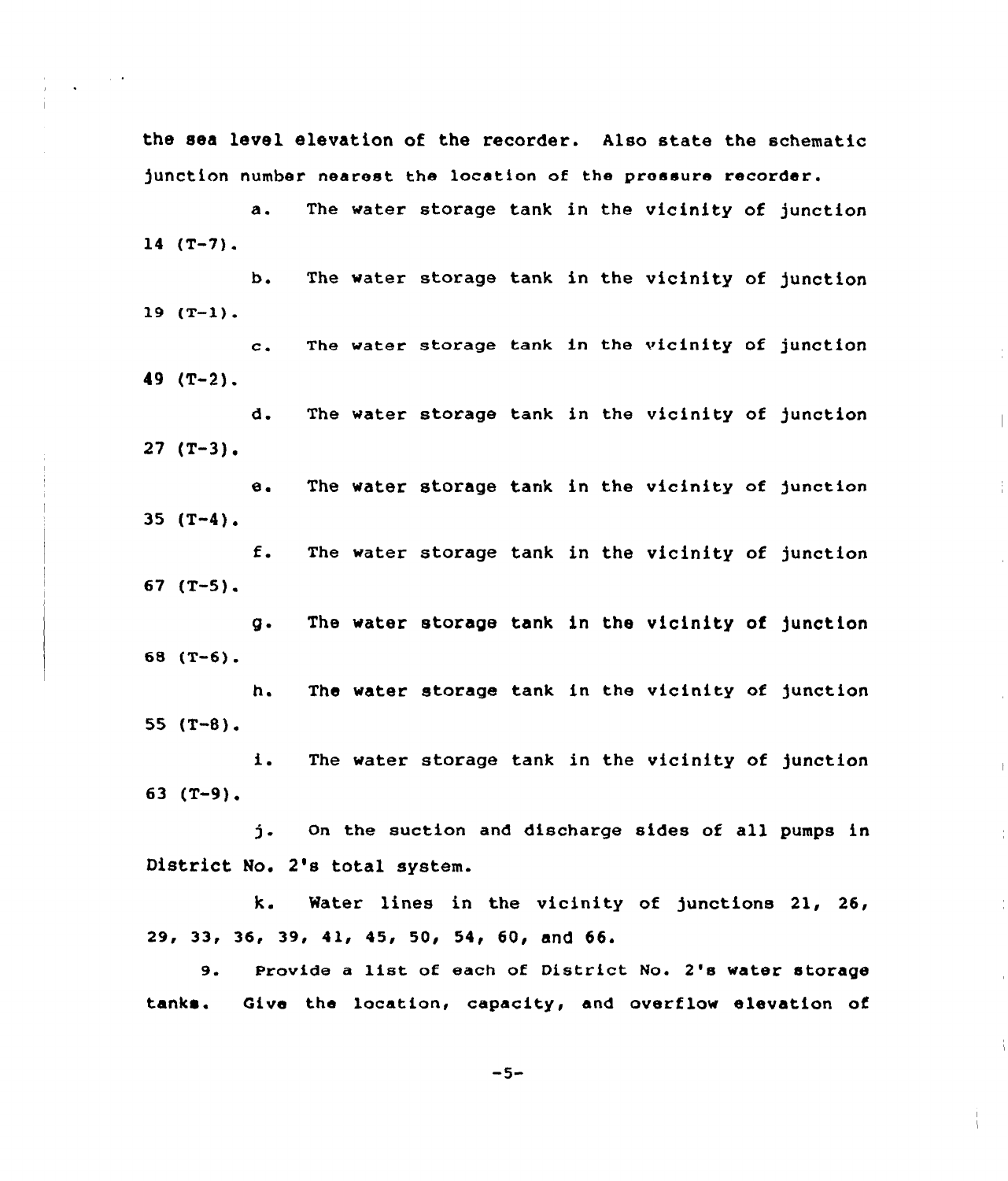the sea level elevation of the recorder. Also state the schematic junction number nearest the location of the pressure recorder.

a. The water storage tank in the vicinity of junction 14 (T-7).

b. The water storage tank in the vicinity of junction 19 (T-1).

c. The water storage tank in the vicinity of junction 49 (T-2).

d. The water storage tank in the vicinity of junction 27 (T-3).

e. The water storage tank in the vicinity of junction 35 (T-4).

f. The water storage tank in the vicinity of junction 67 (T-5).

g. The water storage tank in the vicinity of junction 68 (T-6).

h. The water storage tank in the vicinity of junction 55 (T-8).

i. The water storage tank in the vicinity of junction 63 (T-9).

j. On the suction and discharge sides of all pumps in District No. 2's total system.

k. Water lines in the vicinity of junctions 21, 26, 29, 33, 36, 39, 41, 45, 50, 54, 60, and 66.

9. Provide a list of each of District No. 2's water storage tanks. Give the location, capacity, and overflow elevation of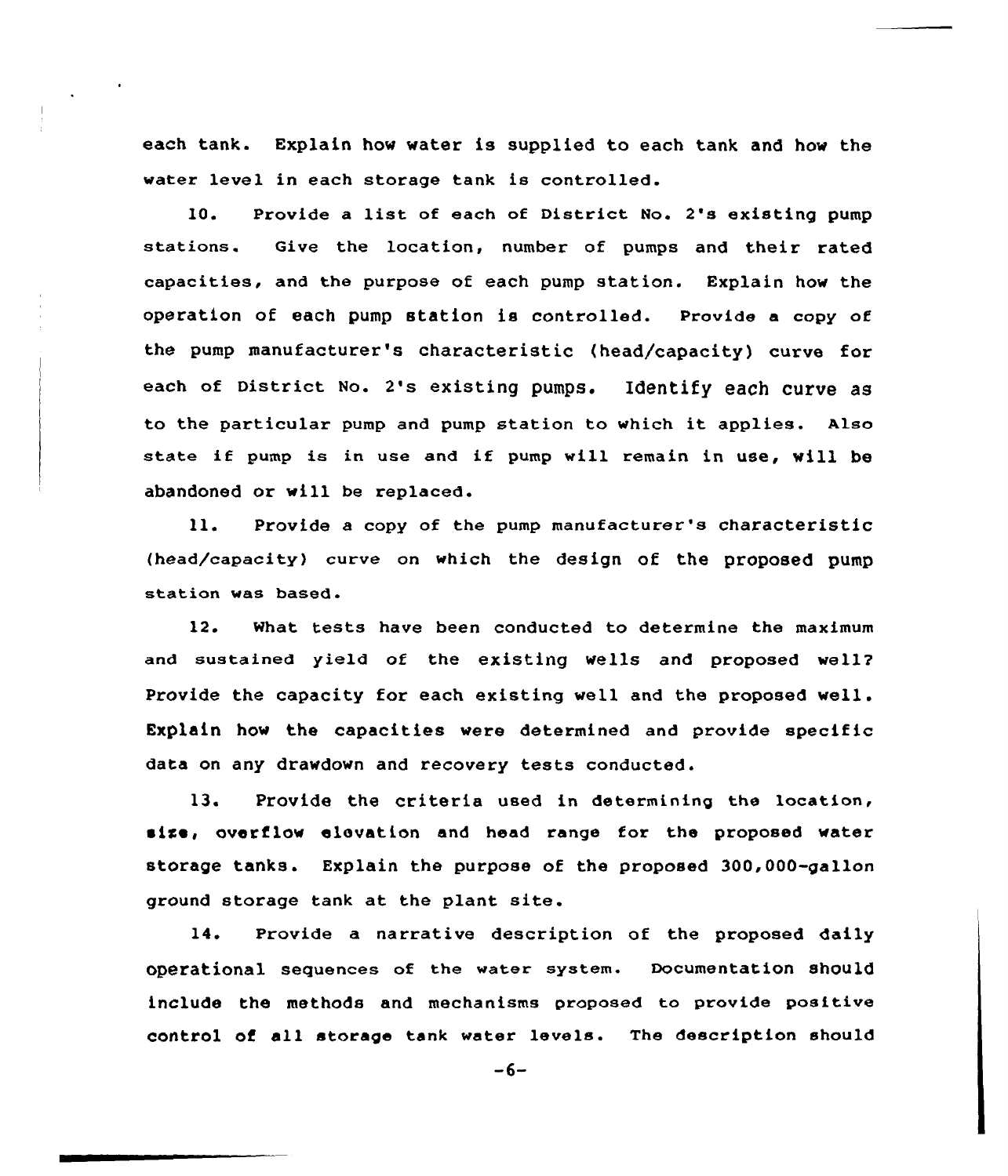each tank. Explain how water is supplied to each tank and how the water level in each storage tank is controlled.

10. Provide a list of each of District No. 2's existing pump stations. Give the location, number of pumps and their rated capacities, and the purpose of each pump station. Explain how the operation of each pump station is controlled. Provide a copy of the pump manufacturer's characteristic (head/capacity) curve for each of District No. 2's existing pumps. Identify each curve as to the particular pump and pump station to which it applies. Also state if pump is in use and if pump will remain in use, will be abandoned or will be replaced.

11. Provide a copy of the pump manufacturer's characteristic (head/capacity) curve on which the design of the proposed pump station was based.

12. What tests have been conducted to determine the maximum and sustained yield of the existing wells and proposed well? Provide the capacity for each existing well and the proposed well. Explain how the capacities were determined and provide specific data on any drawdown and recovery tests conducted.

13. Provide the criteria used in determining the location, size, overflow elevation and head range for the proposed water storage tanks. Explain the purpose of the proposed 300,000-gallon ground storage tank at the plant site.

14. Provide a narrative description of the proposed daily operational sequences of the water system. Documentation should include the methods and mechanisms proposed to provide positive control of all storage tank water levels. The description should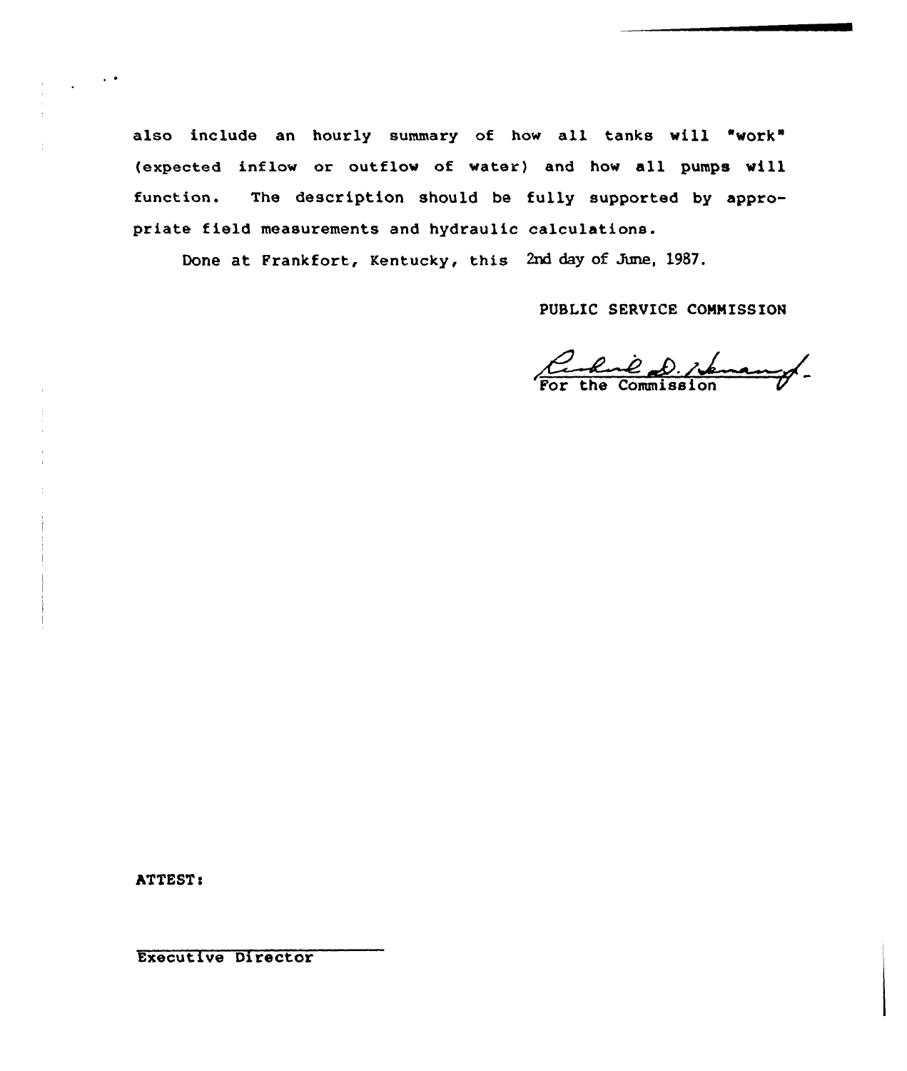also include an hourly summary of how all tanks will "work" (expected inflow or outflow of water) and how all pumps will function. The description should be fully supported by appropriate field measurements and hydraulic calculations.

Done at Frankfort, Kentucky, this 2nd day of June, 1987.

PUBLIC SERVICE COMMISSION

For the Commission

ATTEST:

Executive Director